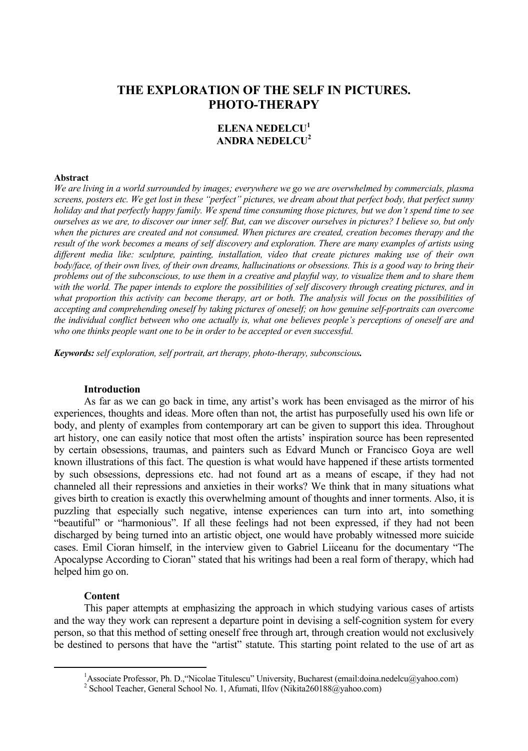# THE EXPLORATION OF THE SELF IN PICTURES. PHOTO-THERAPY

**ELENA NEDELCU[1]**
**ANDRA NEDELCU[2]**

**Abstract**

*We are living in a world surrounded by images; everywhere we go we are overwhelmed by commercials, plasma screens, posters etc. We get lost in these "perfect" pictures, we dream about that perfect body, that perfect sunny holiday and that perfectly happy family. We spend time consuming those pictures, but we don't spend time to see ourselves as we are, to discover our inner self. But, can we discover ourselves in pictures? I believe so, but only when the pictures are created and not consumed. When pictures are created, creation becomes therapy and the result of the work becomes a means of self discovery and exploration. There are many examples of artists using different media like: sculpture, painting, installation, video that create pictures making use of their own body/face, of their own lives, of their own dreams, hallucinations or obsessions. This is a good way to bring their problems out of the subconscious, to use them in a creative and playful way, to visualize them and to share them with the world. The paper intends to explore the possibilities of self discovery through creating pictures, and in what proportion this activity can become therapy, art or both. The analysis will focus on the possibilities of accepting and comprehending oneself by taking pictures of oneself; on how genuine self-portraits can overcome the individual conflict between who one actually is, what one believes people's perceptions of oneself are and who one thinks people want one to be in order to be accepted or even successful.*

***Keywords:*** *self exploration, self portrait, art therapy, photo-therapy, subconscious****.***

## Introduction

As far as we can go back in time, any artist's work has been envisaged as the mirror of his experiences, thoughts and ideas. More often than not, the artist has purposefully used his own life or body, and plenty of examples from contemporary art can be given to support this idea. Throughout art history, one can easily notice that most often the artists' inspiration source has been represented by certain obsessions, traumas, and painters such as Edvard Munch or Francisco Goya are well known illustrations of this fact. The question is what would have happened if these artists tormented by such obsessions, depressions etc. had not found art as a means of escape, if they had not channeled all their repressions and anxieties in their works? We think that in many situations what gives birth to creation is exactly this overwhelming amount of thoughts and inner torments. Also, it is puzzling that especially such negative, intense experiences can turn into art, into something "beautiful" or "harmonious". If all these feelings had not been expressed, if they had not been discharged by being turned into an artistic object, one would have probably witnessed more suicide cases. Emil Cioran himself, in the interview given to Gabriel Liiceanu for the documentary "The Apocalypse According to Cioran" stated that his writings had been a real form of therapy, which had helped him go on.

## Content

This paper attempts at emphasizing the approach in which studying various cases of artists and the way they work can represent a departure point in devising a self-cognition system for every person, so that this method of setting oneself free through art, through creation would not exclusively be destined to persons that have the "artist" statute. This starting point related to the use of art as

---

[1] Associate Professor, Ph. D.,"Nicolae Titulescu" University, Bucharest (email:doina.nedelcu@yahoo.com)

[2] School Teacher, General School No. 1, Afumati, Ilfov (Nikita260188@yahoo.com)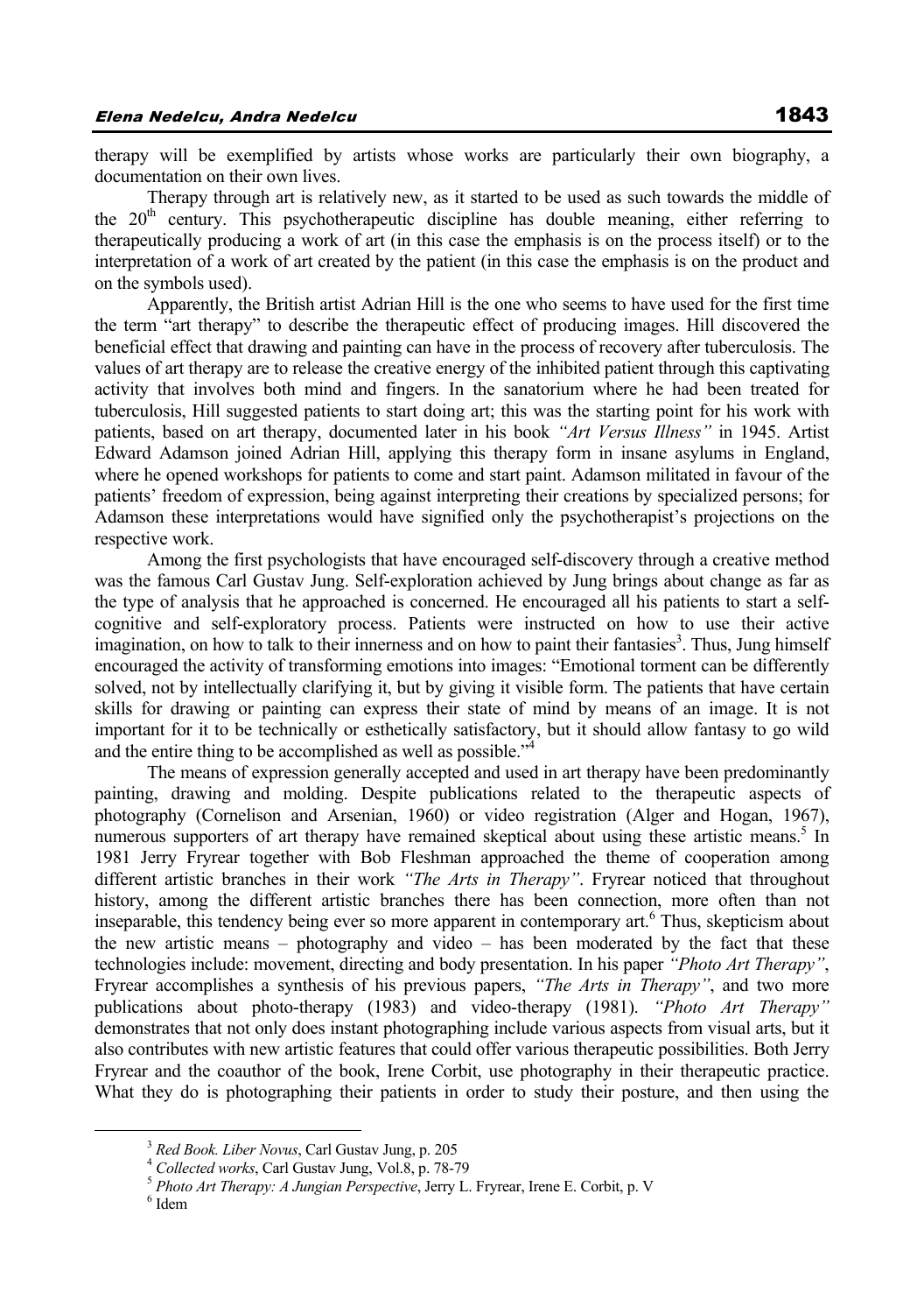therapy will be exemplified by artists whose works are particularly their own biography, a documentation on their own lives.

Therapy through art is relatively new, as it started to be used as such towards the middle of the 20th century. This psychotherapeutic discipline has double meaning, either referring to therapeutically producing a work of art (in this case the emphasis is on the process itself) or to the interpretation of a work of art created by the patient (in this case the emphasis is on the product and on the symbols used).

Apparently, the British artist Adrian Hill is the one who seems to have used for the first time the term "art therapy" to describe the therapeutic effect of producing images. Hill discovered the beneficial effect that drawing and painting can have in the process of recovery after tuberculosis. The values of art therapy are to release the creative energy of the inhibited patient through this captivating activity that involves both mind and fingers. In the sanatorium where he had been treated for tuberculosis, Hill suggested patients to start doing art; this was the starting point for his work with patients, based on art therapy, documented later in his book *"Art Versus Illness"* in 1945. Artist Edward Adamson joined Adrian Hill, applying this therapy form in insane asylums in England, where he opened workshops for patients to come and start paint. Adamson militated in favour of the patients' freedom of expression, being against interpreting their creations by specialized persons; for Adamson these interpretations would have signified only the psychotherapist's projections on the respective work.

Among the first psychologists that have encouraged self-discovery through a creative method was the famous Carl Gustav Jung. Self-exploration achieved by Jung brings about change as far as the type of analysis that he approached is concerned. He encouraged all his patients to start a self-cognitive and self-exploratory process. Patients were instructed on how to use their active imagination, on how to talk to their innerness and on how to paint their fantasies[3]. Thus, Jung himself encouraged the activity of transforming emotions into images: "Emotional torment can be differently solved, not by intellectually clarifying it, but by giving it visible form. The patients that have certain skills for drawing or painting can express their state of mind by means of an image. It is not important for it to be technically or esthetically satisfactory, but it should allow fantasy to go wild and the entire thing to be accomplished as well as possible."[4]

The means of expression generally accepted and used in art therapy have been predominantly painting, drawing and molding. Despite publications related to the therapeutic aspects of photography (Cornelison and Arsenian, 1960) or video registration (Alger and Hogan, 1967), numerous supporters of art therapy have remained skeptical about using these artistic means.[5] In 1981 Jerry Fryrear together with Bob Fleshman approached the theme of cooperation among different artistic branches in their work *"The Arts in Therapy"*. Fryrear noticed that throughout history, among the different artistic branches there has been connection, more often than not inseparable, this tendency being ever so more apparent in contemporary art.[6] Thus, skepticism about the new artistic means – photography and video – has been moderated by the fact that these technologies include: movement, directing and body presentation. In his paper *"Photo Art Therapy"*, Fryrear accomplishes a synthesis of his previous papers, *"The Arts in Therapy"*, and two more publications about photo-therapy (1983) and video-therapy (1981). *"Photo Art Therapy"* demonstrates that not only does instant photographing include various aspects from visual arts, but it also contributes with new artistic features that could offer various therapeutic possibilities. Both Jerry Fryrear and the coauthor of the book, Irene Corbit, use photography in their therapeutic practice. What they do is photographing their patients in order to study their posture, and then using the

---

[3] *Red Book. Liber Novus*, Carl Gustav Jung, p. 205

[4] *Collected works*, Carl Gustav Jung, Vol.8, p. 78-79

[5] *Photo Art Therapy: A Jungian Perspective*, Jerry L. Fryrear, Irene E. Corbit, p. V

[6] Idem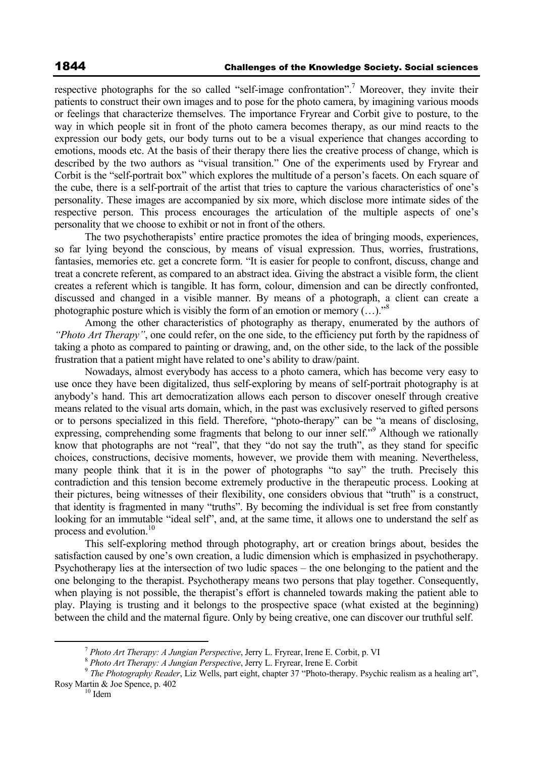respective photographs for the so called "self-image confrontation".[7] Moreover, they invite their patients to construct their own images and to pose for the photo camera, by imagining various moods or feelings that characterize themselves. The importance Fryrear and Corbit give to posture, to the way in which people sit in front of the photo camera becomes therapy, as our mind reacts to the expression our body gets, our body turns out to be a visual experience that changes according to emotions, moods etc. At the basis of their therapy there lies the creative process of change, which is described by the two authors as "visual transition." One of the experiments used by Fryrear and Corbit is the "self-portrait box" which explores the multitude of a person's facets. On each square of the cube, there is a self-portrait of the artist that tries to capture the various characteristics of one's personality. These images are accompanied by six more, which disclose more intimate sides of the respective person. This process encourages the articulation of the multiple aspects of one's personality that we choose to exhibit or not in front of the others.

The two psychotherapists' entire practice promotes the idea of bringing moods, experiences, so far lying beyond the conscious, by means of visual expression. Thus, worries, frustrations, fantasies, memories etc. get a concrete form. "It is easier for people to confront, discuss, change and treat a concrete referent, as compared to an abstract idea. Giving the abstract a visible form, the client creates a referent which is tangible. It has form, colour, dimension and can be directly confronted, discussed and changed in a visible manner. By means of a photograph, a client can create a photographic posture which is visibly the form of an emotion or memory (…)."[8]

Among the other characteristics of photography as therapy, enumerated by the authors of *"Photo Art Therapy"*, one could refer, on the one side, to the efficiency put forth by the rapidness of taking a photo as compared to painting or drawing, and, on the other side, to the lack of the possible frustration that a patient might have related to one's ability to draw/paint.

Nowadays, almost everybody has access to a photo camera, which has become very easy to use once they have been digitalized, thus self-exploring by means of self-portrait photography is at anybody's hand. This art democratization allows each person to discover oneself through creative means related to the visual arts domain, which, in the past was exclusively reserved to gifted persons or to persons specialized in this field. Therefore, "photo-therapy" can be "a means of disclosing, expressing, comprehending some fragments that belong to our inner self."[9] Although we rationally know that photographs are not "real", that they "do not say the truth", as they stand for specific choices, constructions, decisive moments, however, we provide them with meaning. Nevertheless, many people think that it is in the power of photographs "to say" the truth. Precisely this contradiction and this tension become extremely productive in the therapeutic process. Looking at their pictures, being witnesses of their flexibility, one considers obvious that "truth" is a construct, that identity is fragmented in many "truths". By becoming the individual is set free from constantly looking for an immutable "ideal self", and, at the same time, it allows one to understand the self as process and evolution.[10]

This self-exploring method through photography, art or creation brings about, besides the satisfaction caused by one's own creation, a ludic dimension which is emphasized in psychotherapy. Psychotherapy lies at the intersection of two ludic spaces – the one belonging to the patient and the one belonging to the therapist. Psychotherapy means two persons that play together. Consequently, when playing is not possible, the therapist's effort is channeled towards making the patient able to play. Playing is trusting and it belongs to the prospective space (what existed at the beginning) between the child and the maternal figure. Only by being creative, one can discover our truthful self.

---

[7] *Photo Art Therapy: A Jungian Perspective*, Jerry L. Fryrear, Irene E. Corbit, p. VI

[8] *Photo Art Therapy: A Jungian Perspective*, Jerry L. Fryrear, Irene E. Corbit

[9] *The Photography Reader*, Liz Wells, part eight, chapter 37 "Photo-therapy. Psychic realism as a healing art", Rosy Martin & Joe Spence, p. 402

[10] Idem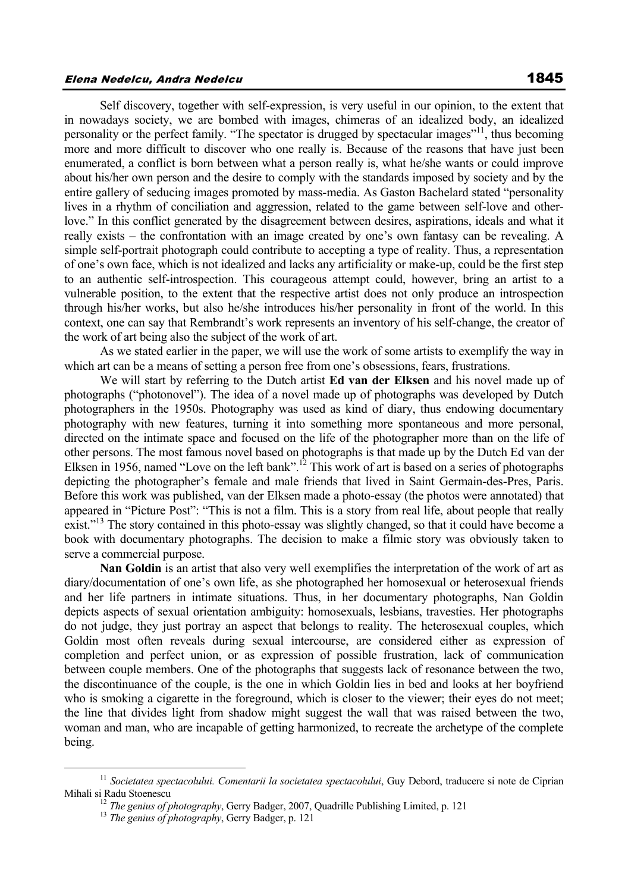Self discovery, together with self-expression, is very useful in our opinion, to the extent that in nowadays society, we are bombed with images, chimeras of an idealized body, an idealized personality or the perfect family. "The spectator is drugged by spectacular images"[11], thus becoming more and more difficult to discover who one really is. Because of the reasons that have just been enumerated, a conflict is born between what a person really is, what he/she wants or could improve about his/her own person and the desire to comply with the standards imposed by society and by the entire gallery of seducing images promoted by mass-media. As Gaston Bachelard stated "personality lives in a rhythm of conciliation and aggression, related to the game between self-love and other-love." In this conflict generated by the disagreement between desires, aspirations, ideals and what it really exists – the confrontation with an image created by one's own fantasy can be revealing. A simple self-portrait photograph could contribute to accepting a type of reality. Thus, a representation of one's own face, which is not idealized and lacks any artificiality or make-up, could be the first step to an authentic self-introspection. This courageous attempt could, however, bring an artist to a vulnerable position, to the extent that the respective artist does not only produce an introspection through his/her works, but also he/she introduces his/her personality in front of the world. In this context, one can say that Rembrandt's work represents an inventory of his self-change, the creator of the work of art being also the subject of the work of art.

As we stated earlier in the paper, we will use the work of some artists to exemplify the way in which art can be a means of setting a person free from one's obsessions, fears, frustrations.

We will start by referring to the Dutch artist **Ed van der Elksen** and his novel made up of photographs ("photonovel"). The idea of a novel made up of photographs was developed by Dutch photographers in the 1950s. Photography was used as kind of diary, thus endowing documentary photography with new features, turning it into something more spontaneous and more personal, directed on the intimate space and focused on the life of the photographer more than on the life of other persons. The most famous novel based on photographs is that made up by the Dutch Ed van der Elksen in 1956, named "Love on the left bank".[12] This work of art is based on a series of photographs depicting the photographer's female and male friends that lived in Saint Germain-des-Pres, Paris. Before this work was published, van der Elksen made a photo-essay (the photos were annotated) that appeared in "Picture Post": "This is not a film. This is a story from real life, about people that really exist."[13] The story contained in this photo-essay was slightly changed, so that it could have become a book with documentary photographs. The decision to make a filmic story was obviously taken to serve a commercial purpose.

**Nan Goldin** is an artist that also very well exemplifies the interpretation of the work of art as diary/documentation of one's own life, as she photographed her homosexual or heterosexual friends and her life partners in intimate situations. Thus, in her documentary photographs, Nan Goldin depicts aspects of sexual orientation ambiguity: homosexuals, lesbians, travesties. Her photographs do not judge, they just portray an aspect that belongs to reality. The heterosexual couples, which Goldin most often reveals during sexual intercourse, are considered either as expression of completion and perfect union, or as expression of possible frustration, lack of communication between couple members. One of the photographs that suggests lack of resonance between the two, the discontinuance of the couple, is the one in which Goldin lies in bed and looks at her boyfriend who is smoking a cigarette in the foreground, which is closer to the viewer; their eyes do not meet; the line that divides light from shadow might suggest the wall that was raised between the two, woman and man, who are incapable of getting harmonized, to recreate the archetype of the complete being.

---

[11] *Societatea spectacolului. Comentarii la societatea spectacolului*, Guy Debord, traducere si note de Ciprian Mihali si Radu Stoenescu

[12] *The genius of photography*, Gerry Badger, 2007, Quadrille Publishing Limited, p. 121

[13] *The genius of photography*, Gerry Badger, p. 121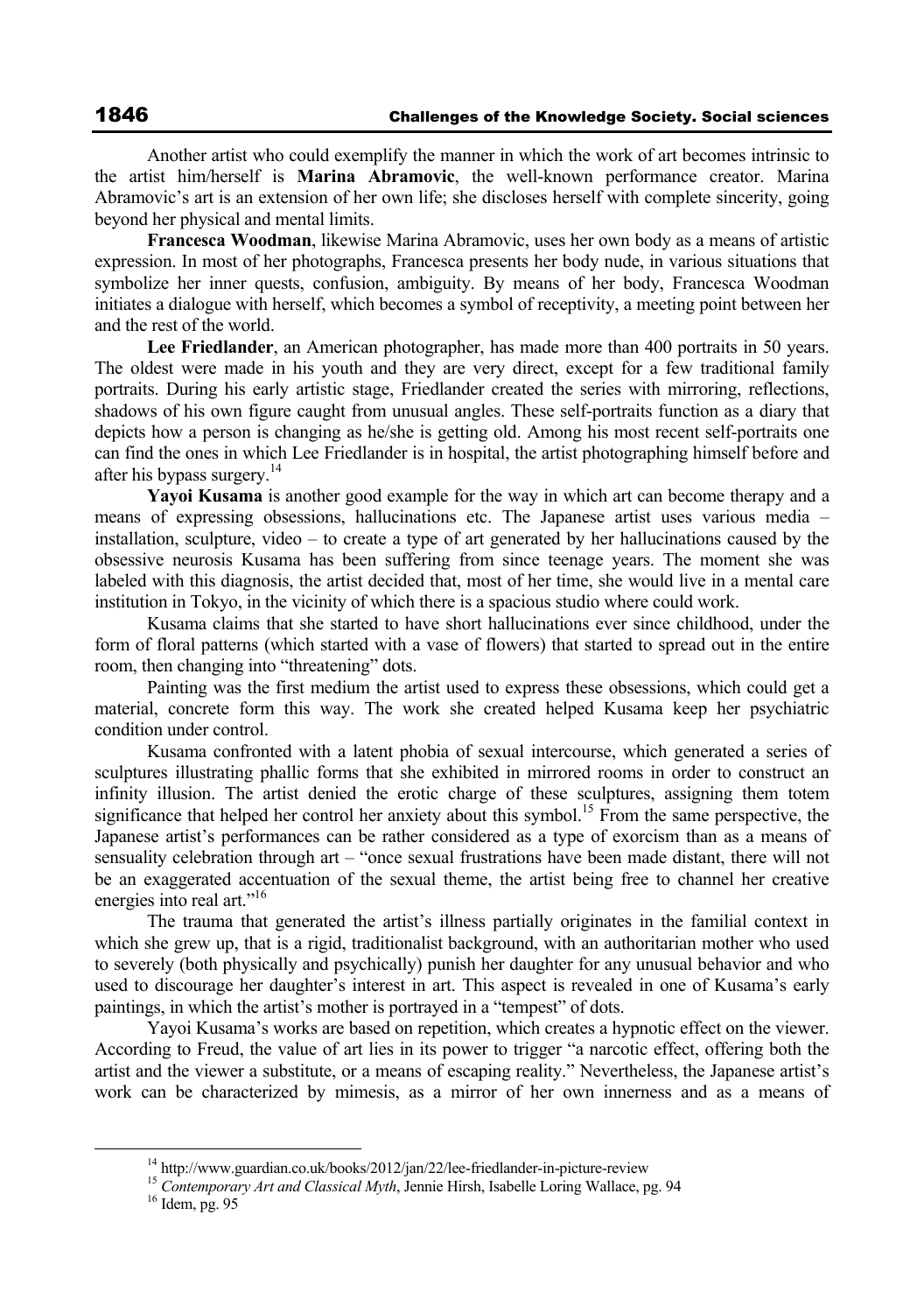Another artist who could exemplify the manner in which the work of art becomes intrinsic to the artist him/herself is **Marina Abramovic**, the well-known performance creator. Marina Abramovic's art is an extension of her own life; she discloses herself with complete sincerity, going beyond her physical and mental limits.

**Francesca Woodman**, likewise Marina Abramovic, uses her own body as a means of artistic expression. In most of her photographs, Francesca presents her body nude, in various situations that symbolize her inner quests, confusion, ambiguity. By means of her body, Francesca Woodman initiates a dialogue with herself, which becomes a symbol of receptivity, a meeting point between her and the rest of the world.

**Lee Friedlander**, an American photographer, has made more than 400 portraits in 50 years. The oldest were made in his youth and they are very direct, except for a few traditional family portraits. During his early artistic stage, Friedlander created the series with mirroring, reflections, shadows of his own figure caught from unusual angles. These self-portraits function as a diary that depicts how a person is changing as he/she is getting old. Among his most recent self-portraits one can find the ones in which Lee Friedlander is in hospital, the artist photographing himself before and after his bypass surgery.[14]

**Yayoi Kusama** is another good example for the way in which art can become therapy and a means of expressing obsessions, hallucinations etc. The Japanese artist uses various media – installation, sculpture, video – to create a type of art generated by her hallucinations caused by the obsessive neurosis Kusama has been suffering from since teenage years. The moment she was labeled with this diagnosis, the artist decided that, most of her time, she would live in a mental care institution in Tokyo, in the vicinity of which there is a spacious studio where could work.

Kusama claims that she started to have short hallucinations ever since childhood, under the form of floral patterns (which started with a vase of flowers) that started to spread out in the entire room, then changing into "threatening" dots.

Painting was the first medium the artist used to express these obsessions, which could get a material, concrete form this way. The work she created helped Kusama keep her psychiatric condition under control.

Kusama confronted with a latent phobia of sexual intercourse, which generated a series of sculptures illustrating phallic forms that she exhibited in mirrored rooms in order to construct an infinity illusion. The artist denied the erotic charge of these sculptures, assigning them totem significance that helped her control her anxiety about this symbol.[15] From the same perspective, the Japanese artist's performances can be rather considered as a type of exorcism than as a means of sensuality celebration through art – "once sexual frustrations have been made distant, there will not be an exaggerated accentuation of the sexual theme, the artist being free to channel her creative energies into real art."[16]

The trauma that generated the artist's illness partially originates in the familial context in which she grew up, that is a rigid, traditionalist background, with an authoritarian mother who used to severely (both physically and psychically) punish her daughter for any unusual behavior and who used to discourage her daughter's interest in art. This aspect is revealed in one of Kusama's early paintings, in which the artist's mother is portrayed in a "tempest" of dots.

Yayoi Kusama's works are based on repetition, which creates a hypnotic effect on the viewer. According to Freud, the value of art lies in its power to trigger "a narcotic effect, offering both the artist and the viewer a substitute, or a means of escaping reality." Nevertheless, the Japanese artist's work can be characterized by mimesis, as a mirror of her own innerness and as a means of

---

[14] http://www.guardian.co.uk/books/2012/jan/22/lee-friedlander-in-picture-review

[15] *Contemporary Art and Classical Myth*, Jennie Hirsh, Isabelle Loring Wallace, pg. 94

[16] Idem, pg. 95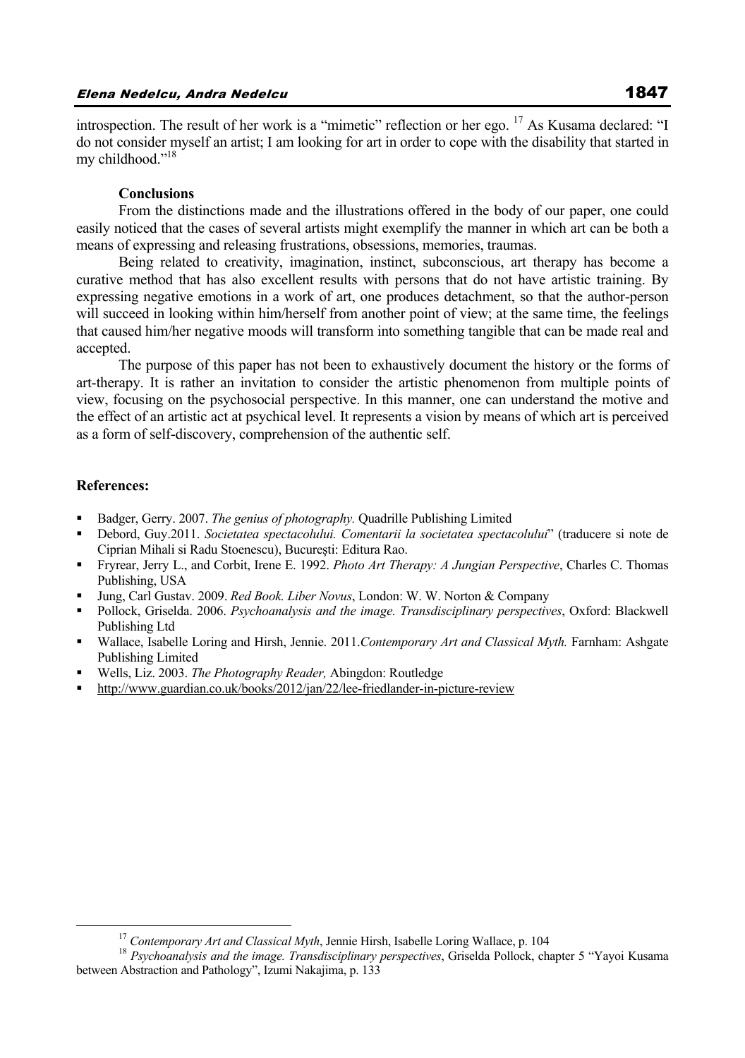introspection. The result of her work is a "mimetic" reflection or her ego. [17] As Kusama declared: "I do not consider myself an artist; I am looking for art in order to cope with the disability that started in my childhood."[18]

**Conclusions**

From the distinctions made and the illustrations offered in the body of our paper, one could easily noticed that the cases of several artists might exemplify the manner in which art can be both a means of expressing and releasing frustrations, obsessions, memories, traumas.

Being related to creativity, imagination, instinct, subconscious, art therapy has become a curative method that has also excellent results with persons that do not have artistic training. By expressing negative emotions in a work of art, one produces detachment, so that the author-person will succeed in looking within him/herself from another point of view; at the same time, the feelings that caused him/her negative moods will transform into something tangible that can be made real and accepted.

The purpose of this paper has not been to exhaustively document the history or the forms of art-therapy. It is rather an invitation to consider the artistic phenomenon from multiple points of view, focusing on the psychosocial perspective. In this manner, one can understand the motive and the effect of an artistic act at psychical level. It represents a vision by means of which art is perceived as a form of self-discovery, comprehension of the authentic self.

**References:**

- Badger, Gerry. 2007. *The genius of photography.* Quadrille Publishing Limited
- Debord, Guy.2011. *Societatea spectacolului. Comentarii la societatea spectacolului*" (traducere si note de Ciprian Mihali si Radu Stoenescu), Bucureşti: Editura Rao.
- Fryrear, Jerry L., and Corbit, Irene E. 1992. *Photo Art Therapy: A Jungian Perspective*, Charles C. Thomas Publishing, USA
- Jung, Carl Gustav. 2009. *Red Book. Liber Novus*, London: W. W. Norton & Company
- Pollock, Griselda. 2006. *Psychoanalysis and the image. Transdisciplinary perspectives*, Oxford: Blackwell Publishing Ltd
- Wallace, Isabelle Loring and Hirsh, Jennie. 2011.*Contemporary Art and Classical Myth.* Farnham: Ashgate Publishing Limited
- Wells, Liz. 2003. *The Photography Reader,* Abingdon: Routledge
- http://www.guardian.co.uk/books/2012/jan/22/lee-friedlander-in-picture-review

---

[17] *Contemporary Art and Classical Myth*, Jennie Hirsh, Isabelle Loring Wallace, p. 104

[18] *Psychoanalysis and the image. Transdisciplinary perspectives*, Griselda Pollock, chapter 5 "Yayoi Kusama between Abstraction and Pathology", Izumi Nakajima, p. 133